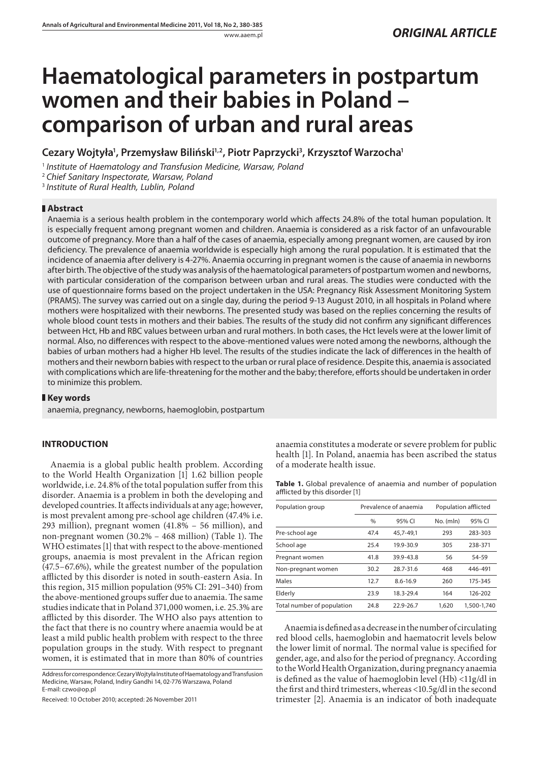*ORIGINAL ARTICLE*

# Haematological parameters in postpartum women and their babies in Poland – comparison of urban and rural areas

**Cezary Wojtyła[1], Przemysław Biliński[1,2], Piotr Paprzycki[3], Krzysztof Warzocha[1]**

[1] *Institute of Haematology and Transfusion Medicine, Warsaw, Poland*
[2] *Chief Sanitary Inspectorate, Warsaw, Poland*
[3] *Institute of Rural Health, Lublin, Poland*

## Abstract

Anaemia is a serious health problem in the contemporary world which affects 24.8% of the total human population. It is especially frequent among pregnant women and children. Anaemia is considered as a risk factor of an unfavourable outcome of pregnancy. More than a half of the cases of anaemia, especially among pregnant women, are caused by iron deficiency. The prevalence of anaemia worldwide is especially high among the rural population. It is estimated that the incidence of anaemia after delivery is 4-27%. Anaemia occurring in pregnant women is the cause of anaemia in newborns after birth. The objective of the study was analysis of the haematological parameters of postpartum women and newborns, with particular consideration of the comparison between urban and rural areas. The studies were conducted with the use of questionnaire forms based on the project undertaken in the USA: Pregnancy Risk Assessment Monitoring System (PRAMS). The survey was carried out on a single day, during the period 9-13 August 2010, in all hospitals in Poland where mothers were hospitalized with their newborns. The presented study was based on the replies concerning the results of whole blood count tests in mothers and their babies. The results of the study did not confirm any significant differences between Hct, Hb and RBC values between urban and rural mothers. In both cases, the Hct levels were at the lower limit of normal. Also, no differences with respect to the above-mentioned values were noted among the newborns, although the babies of urban mothers had a higher Hb level. The results of the studies indicate the lack of differences in the health of mothers and their newborn babies with respect to the urban or rural place of residence. Despite this, anaemia is associated with complications which are life-threatening for the mother and the baby; therefore, efforts should be undertaken in order to minimize this problem.

## Key words

anaemia, pregnancy, newborns, haemoglobin, postpartum

## INTRODUCTION

Anaemia is a global public health problem. According to the World Health Organization [1] 1.62 billion people worldwide, i.e. 24.8% of the total population suffer from this disorder. Anaemia is a problem in both the developing and developed countries. It affects individuals at any age; however, is most prevalent among pre-school age children (47.4% i.e. 293 million), pregnant women (41.8% – 56 million), and non-pregnant women (30.2% – 468 million) (Table 1). The WHO estimates [1] that with respect to the above-mentioned groups, anaemia is most prevalent in the African region (47.5–67.6%), while the greatest number of the population afflicted by this disorder is noted in south-eastern Asia. In this region, 315 million population (95% CI: 291–340) from the above-mentioned groups suffer due to anaemia. The same studies indicate that in Poland 371,000 women, i.e. 25.3% are afflicted by this disorder. The WHO also pays attention to the fact that there is no country where anaemia would be at least a mild public health problem with respect to the three population groups in the study. With respect to pregnant women, it is estimated that in more than 80% of countries anaemia constitutes a moderate or severe problem for public health [1]. In Poland, anaemia has been ascribed the status of a moderate health issue.

**Table 1.** Global prevalence of anaemia and number of population afflicted by this disorder [1]

| Population group | Prevalence of anaemia | | Population afflicted | |
|---|---|---|---|---|
| | % | 95% CI | No. (mln) | 95% CI |
| Pre-school age | 47.4 | 45,7-49,1 | 293 | 283-303 |
| School age | 25.4 | 19.9-30.9 | 305 | 238-371 |
| Pregnant women | 41.8 | 39.9-43.8 | 56 | 54-59 |
| Non-pregnant women | 30.2 | 28.7-31.6 | 468 | 446-491 |
| Males | 12.7 | 8.6-16.9 | 260 | 175-345 |
| Elderly | 23.9 | 18.3-29.4 | 164 | 126-202 |
| Total number of population | 24.8 | 22.9-26.7 | 1,620 | 1,500-1,740 |

Anaemia is defined as a decrease in the number of circulating red blood cells, haemoglobin and haematocrit levels below the lower limit of normal. The normal value is specified for gender, age, and also for the period of pregnancy. According to the World Health Organization, during pregnancy anaemia is defined as the value of haemoglobin level (Hb) <11g/dl in the first and third trimesters, whereas <10.5g/dl in the second trimester [2]. Anaemia is an indicator of both inadequate

Address for correspondence: Cezary Wojtyła Institute of Haematology and Transfusion Medicine, Warsaw, Poland, Indiry Gandhi 14, 02-776 Warszawa, Poland
E-mail: czwo@op.pl

Received: 10 October 2010; accepted: 26 November 2011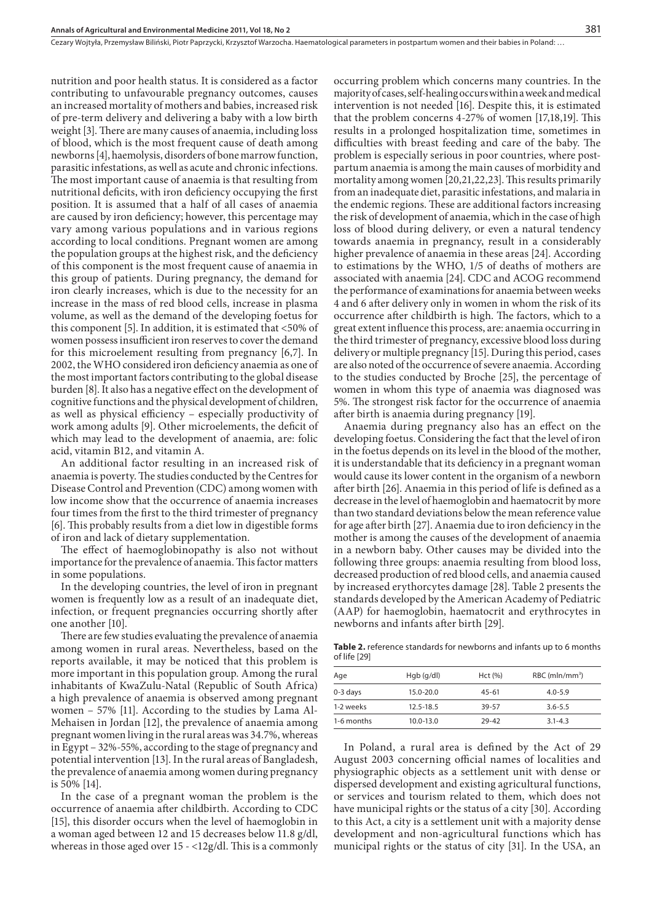nutrition and poor health status. It is considered as a factor contributing to unfavourable pregnancy outcomes, causes an increased mortality of mothers and babies, increased risk of pre-term delivery and delivering a baby with a low birth weight [3]. There are many causes of anaemia, including loss of blood, which is the most frequent cause of death among newborns [4], haemolysis, disorders of bone marrow function, parasitic infestations, as well as acute and chronic infections. The most important cause of anaemia is that resulting from nutritional deficits, with iron deficiency occupying the first position. It is assumed that a half of all cases of anaemia are caused by iron deficiency; however, this percentage may vary among various populations and in various regions according to local conditions. Pregnant women are among the population groups at the highest risk, and the deficiency of this component is the most frequent cause of anaemia in this group of patients. During pregnancy, the demand for iron clearly increases, which is due to the necessity for an increase in the mass of red blood cells, increase in plasma volume, as well as the demand of the developing foetus for this component [5]. In addition, it is estimated that <50% of women possess insufficient iron reserves to cover the demand for this microelement resulting from pregnancy [6,7]. In 2002, the WHO considered iron deficiency anaemia as one of the most important factors contributing to the global disease burden [8]. It also has a negative effect on the development of cognitive functions and the physical development of children, as well as physical efficiency – especially productivity of work among adults [9]. Other microelements, the deficit of which may lead to the development of anaemia, are: folic acid, vitamin B12, and vitamin A.

An additional factor resulting in an increased risk of anaemia is poverty. The studies conducted by the Centres for Disease Control and Prevention (CDC) among women with low income show that the occurrence of anaemia increases four times from the first to the third trimester of pregnancy [6]. This probably results from a diet low in digestible forms of iron and lack of dietary supplementation.

The effect of haemoglobinopathy is also not without importance for the prevalence of anaemia. This factor matters in some populations.

In the developing countries, the level of iron in pregnant women is frequently low as a result of an inadequate diet, infection, or frequent pregnancies occurring shortly after one another [10].

There are few studies evaluating the prevalence of anaemia among women in rural areas. Nevertheless, based on the reports available, it may be noticed that this problem is more important in this population group. Among the rural inhabitants of KwaZulu-Natal (Republic of South Africa) a high prevalence of anaemia is observed among pregnant women – 57% [11]. According to the studies by Lama Al-Mehaisen in Jordan [12], the prevalence of anaemia among pregnant women living in the rural areas was 34.7%, whereas in Egypt – 32%-55%, according to the stage of pregnancy and potential intervention [13]. In the rural areas of Bangladesh, the prevalence of anaemia among women during pregnancy is 50% [14].

In the case of a pregnant woman the problem is the occurrence of anaemia after childbirth. According to CDC [15], this disorder occurs when the level of haemoglobin in a woman aged between 12 and 15 decreases below 11.8 g/dl, whereas in those aged over 15 - <12g/dl. This is a commonly occurring problem which concerns many countries. In the majority of cases, self-healing occurs within a week and medical intervention is not needed [16]. Despite this, it is estimated that the problem concerns 4-27% of women [17,18,19]. This results in a prolonged hospitalization time, sometimes in difficulties with breast feeding and care of the baby. The problem is especially serious in poor countries, where postpartum anaemia is among the main causes of morbidity and mortality among women [20,21,22,23]. This results primarily from an inadequate diet, parasitic infestations, and malaria in the endemic regions. These are additional factors increasing the risk of development of anaemia, which in the case of high loss of blood during delivery, or even a natural tendency towards anaemia in pregnancy, result in a considerably higher prevalence of anaemia in these areas [24]. According to estimations by the WHO, 1/5 of deaths of mothers are associated with anaemia [24]. CDC and ACOG recommend the performance of examinations for anaemia between weeks 4 and 6 after delivery only in women in whom the risk of its occurrence after childbirth is high. The factors, which to a great extent influence this process, are: anaemia occurring in the third trimester of pregnancy, excessive blood loss during delivery or multiple pregnancy [15]. During this period, cases are also noted of the occurrence of severe anaemia. According to the studies conducted by Broche [25], the percentage of women in whom this type of anaemia was diagnosed was 5%. The strongest risk factor for the occurrence of anaemia after birth is anaemia during pregnancy [19].

Anaemia during pregnancy also has an effect on the developing foetus. Considering the fact that the level of iron in the foetus depends on its level in the blood of the mother, it is understandable that its deficiency in a pregnant woman would cause its lower content in the organism of a newborn after birth [26]. Anaemia in this period of life is defined as a decrease in the level of haemoglobin and haematocrit by more than two standard deviations below the mean reference value for age after birth [27]. Anaemia due to iron deficiency in the mother is among the causes of the development of anaemia in a newborn baby. Other causes may be divided into the following three groups: anaemia resulting from blood loss, decreased production of red blood cells, and anaemia caused by increased erythorcytes damage [28]. Table 2 presents the standards developed by the American Academy of Pediatric (AAP) for haemoglobin, haematocrit and erythrocytes in newborns and infants after birth [29].

**Table 2.** reference standards for newborns and infants up to 6 months of life [29]

| Age | Hgb (g/dl) | Hct (%) | RBC (mln/mm$^3$) |
|---|---|---|---|
| 0-3 days | 15.0-20.0 | 45-61 | 4.0-5.9 |
| 1-2 weeks | 12.5-18.5 | 39-57 | 3.6-5.5 |
| 1-6 months | 10.0-13.0 | 29-42 | 3.1-4.3 |

In Poland, a rural area is defined by the Act of 29 August 2003 concerning official names of localities and physiographic objects as a settlement unit with dense or dispersed development and existing agricultural functions, or services and tourism related to them, which does not have municipal rights or the status of a city [30]. According to this Act, a city is a settlement unit with a majority dense development and non-agricultural functions which has municipal rights or the status of city [31]. In the USA, an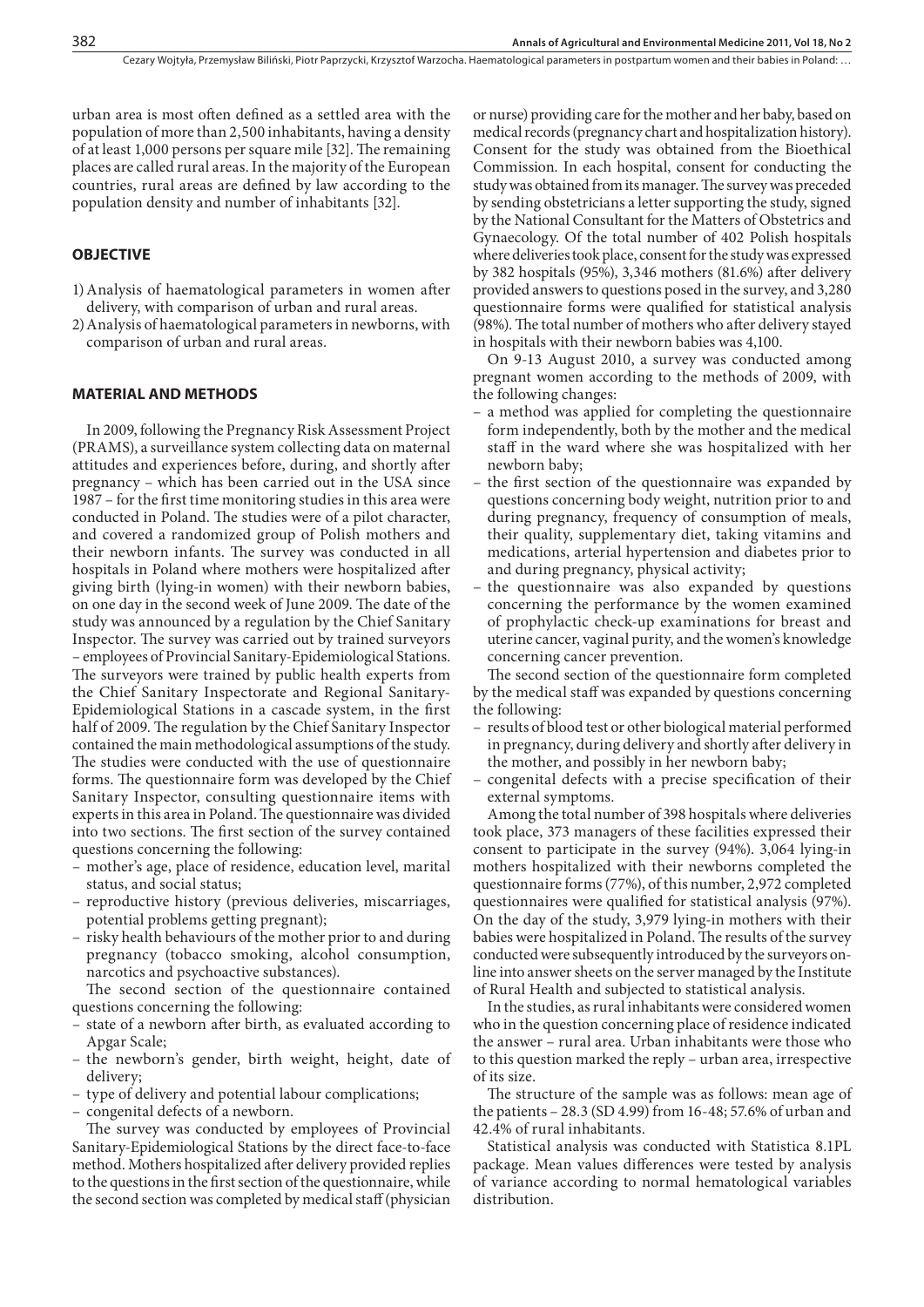urban area is most often defined as a settled area with the population of more than 2,500 inhabitants, having a density of at least 1,000 persons per square mile [32]. The remaining places are called rural areas. In the majority of the European countries, rural areas are defined by law according to the population density and number of inhabitants [32].

## OBJECTIVE

1) Analysis of haematological parameters in women after delivery, with comparison of urban and rural areas.
2) Analysis of haematological parameters in newborns, with comparison of urban and rural areas.

## MATERIAL AND METHODS

In 2009, following the Pregnancy Risk Assessment Project (PRAMS), a surveillance system collecting data on maternal attitudes and experiences before, during, and shortly after pregnancy – which has been carried out in the USA since 1987 – for the first time monitoring studies in this area were conducted in Poland. The studies were of a pilot character, and covered a randomized group of Polish mothers and their newborn infants. The survey was conducted in all hospitals in Poland where mothers were hospitalized after giving birth (lying-in women) with their newborn babies, on one day in the second week of June 2009. The date of the study was announced by a regulation by the Chief Sanitary Inspector. The survey was carried out by trained surveyors – employees of Provincial Sanitary-Epidemiological Stations. The surveyors were trained by public health experts from the Chief Sanitary Inspectorate and Regional Sanitary-Epidemiological Stations in a cascade system, in the first half of 2009. The regulation by the Chief Sanitary Inspector contained the main methodological assumptions of the study. The studies were conducted with the use of questionnaire forms. The questionnaire form was developed by the Chief Sanitary Inspector, consulting questionnaire items with experts in this area in Poland. The questionnaire was divided into two sections. The first section of the survey contained questions concerning the following:

- mother's age, place of residence, education level, marital status, and social status;
- reproductive history (previous deliveries, miscarriages, potential problems getting pregnant);
- risky health behaviours of the mother prior to and during pregnancy (tobacco smoking, alcohol consumption, narcotics and psychoactive substances).

The second section of the questionnaire contained questions concerning the following:

- state of a newborn after birth, as evaluated according to Apgar Scale;
- the newborn's gender, birth weight, height, date of delivery;
- type of delivery and potential labour complications;
- congenital defects of a newborn.

The survey was conducted by employees of Provincial Sanitary-Epidemiological Stations by the direct face-to-face method. Mothers hospitalized after delivery provided replies to the questions in the first section of the questionnaire, while the second section was completed by medical staff (physician or nurse) providing care for the mother and her baby, based on medical records (pregnancy chart and hospitalization history). Consent for the study was obtained from the Bioethical Commission. In each hospital, consent for conducting the study was obtained from its manager. The survey was preceded by sending obstetricians a letter supporting the study, signed by the National Consultant for the Matters of Obstetrics and Gynaecology. Of the total number of 402 Polish hospitals where deliveries took place, consent for the study was expressed by 382 hospitals (95%), 3,346 mothers (81.6%) after delivery provided answers to questions posed in the survey, and 3,280 questionnaire forms were qualified for statistical analysis (98%). The total number of mothers who after delivery stayed in hospitals with their newborn babies was 4,100.

On 9-13 August 2010, a survey was conducted among pregnant women according to the methods of 2009, with the following changes:

- a method was applied for completing the questionnaire form independently, both by the mother and the medical staff in the ward where she was hospitalized with her newborn baby;
- the first section of the questionnaire was expanded by questions concerning body weight, nutrition prior to and during pregnancy, frequency of consumption of meals, their quality, supplementary diet, taking vitamins and medications, arterial hypertension and diabetes prior to and during pregnancy, physical activity;
- the questionnaire was also expanded by questions concerning the performance by the women examined of prophylactic check-up examinations for breast and uterine cancer, vaginal purity, and the women's knowledge concerning cancer prevention.

The second section of the questionnaire form completed by the medical staff was expanded by questions concerning the following:

- results of blood test or other biological material performed in pregnancy, during delivery and shortly after delivery in the mother, and possibly in her newborn baby;
- congenital defects with a precise specification of their external symptoms.

Among the total number of 398 hospitals where deliveries took place, 373 managers of these facilities expressed their consent to participate in the survey (94%). 3,064 lying-in mothers hospitalized with their newborns completed the questionnaire forms (77%), of this number, 2,972 completed questionnaires were qualified for statistical analysis (97%). On the day of the study, 3,979 lying-in mothers with their babies were hospitalized in Poland. The results of the survey conducted were subsequently introduced by the surveyors on-line into answer sheets on the server managed by the Institute of Rural Health and subjected to statistical analysis.

In the studies, as rural inhabitants were considered women who in the question concerning place of residence indicated the answer – rural area. Urban inhabitants were those who to this question marked the reply – urban area, irrespective of its size.

The structure of the sample was as follows: mean age of the patients – 28.3 (SD 4.99) from 16-48; 57.6% of urban and 42.4% of rural inhabitants.

Statistical analysis was conducted with Statistica 8.1PL package. Mean values differences were tested by analysis of variance according to normal hematological variables distribution.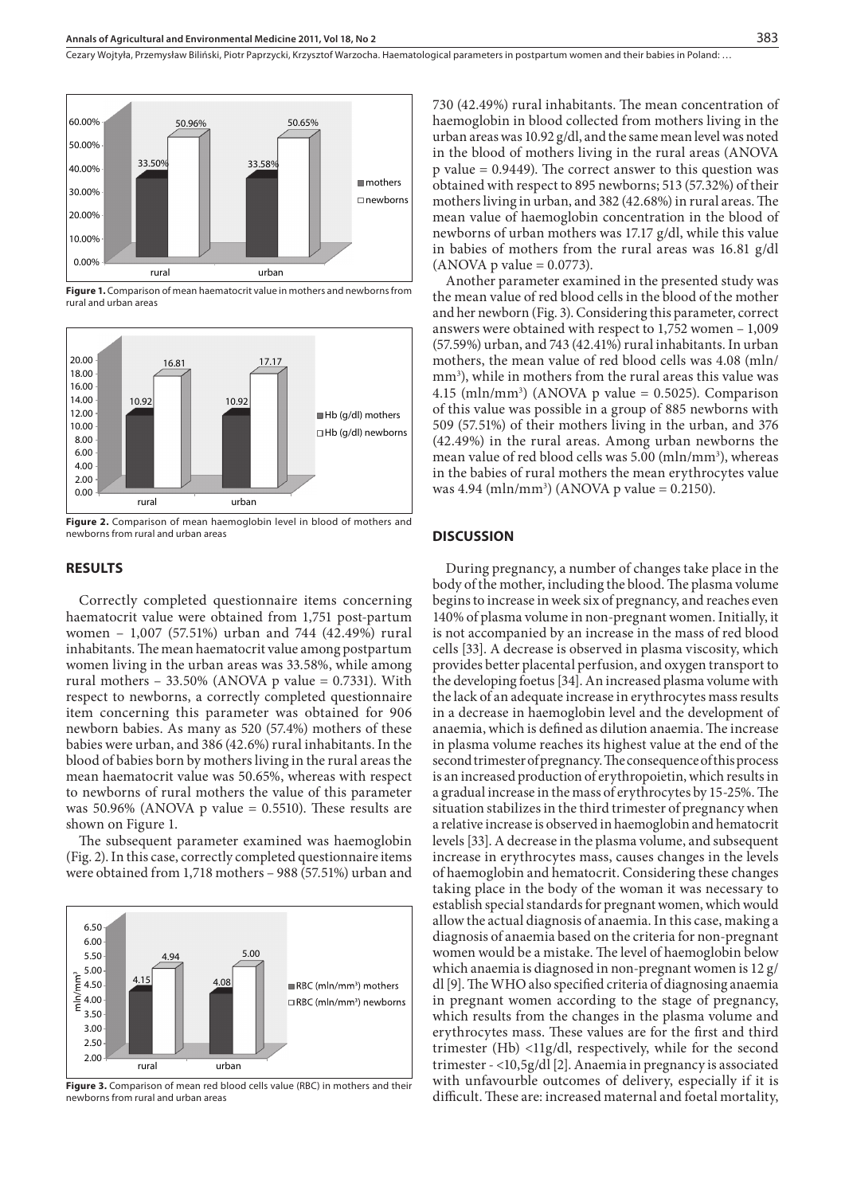**Figure 1.** Comparison of mean haematocrit value in mothers and newborns from rural and urban areas

**Figure 2.** Comparison of mean haemoglobin level in blood of mothers and newborns from rural and urban areas

## RESULTS

Correctly completed questionnaire items concerning haematocrit value were obtained from 1,751 post-partum women – 1,007 (57.51%) urban and 744 (42.49%) rural inhabitants. The mean haematocrit value among postpartum women living in the urban areas was 33.58%, while among rural mothers – 33.50% (ANOVA p value = 0.7331). With respect to newborns, a correctly completed questionnaire item concerning this parameter was obtained for 906 newborn babies. As many as 520 (57.4%) mothers of these babies were urban, and 386 (42.6%) rural inhabitants. In the blood of babies born by mothers living in the rural areas the mean haematocrit value was 50.65%, whereas with respect to newborns of rural mothers the value of this parameter was 50.96% (ANOVA p value = 0.5510). These results are shown on Figure 1.

The subsequent parameter examined was haemoglobin (Fig. 2). In this case, correctly completed questionnaire items were obtained from 1,718 mothers – 988 (57.51%) urban and 730 (42.49%) rural inhabitants. The mean concentration of haemoglobin in blood collected from mothers living in the urban areas was 10.92 g/dl, and the same mean level was noted in the blood of mothers living in the rural areas (ANOVA p value = 0.9449). The correct answer to this question was obtained with respect to 895 newborns; 513 (57.32%) of their mothers living in urban, and 382 (42.68%) in rural areas. The mean value of haemoglobin concentration in the blood of newborns of urban mothers was 17.17 g/dl, while this value in babies of mothers from the rural areas was 16.81 g/dl (ANOVA p value = 0.0773).

Another parameter examined in the presented study was the mean value of red blood cells in the blood of the mother and her newborn (Fig. 3). Considering this parameter, correct answers were obtained with respect to 1,752 women – 1,009 (57.59%) urban, and 743 (42.41%) rural inhabitants. In urban mothers, the mean value of red blood cells was 4.08 (mln/mm$^3$), while in mothers from the rural areas this value was 4.15 (mln/mm$^3$) (ANOVA p value = 0.5025). Comparison of this value was possible in a group of 885 newborns with 509 (57.51%) of their mothers living in the urban, and 376 (42.49%) in the rural areas. Among urban newborns the mean value of red blood cells was 5.00 (mln/mm$^3$), whereas in the babies of rural mothers the mean erythrocytes value was 4.94 (mln/mm$^3$) (ANOVA p value = 0.2150).

**Figure 3.** Comparison of mean red blood cells value (RBC) in mothers and their newborns from rural and urban areas

## DISCUSSION

During pregnancy, a number of changes take place in the body of the mother, including the blood. The plasma volume begins to increase in week six of pregnancy, and reaches even 140% of plasma volume in non-pregnant women. Initially, it is not accompanied by an increase in the mass of red blood cells [33]. A decrease is observed in plasma viscosity, which provides better placental perfusion, and oxygen transport to the developing foetus [34]. An increased plasma volume with the lack of an adequate increase in erythrocytes mass results in a decrease in haemoglobin level and the development of anaemia, which is defined as dilution anaemia. The increase in plasma volume reaches its highest value at the end of the second trimester of pregnancy. The consequence of this process is an increased production of erythropoietin, which results in a gradual increase in the mass of erythrocytes by 15-25%. The situation stabilizes in the third trimester of pregnancy when a relative increase is observed in haemoglobin and hematocrit levels [33]. A decrease in the plasma volume, and subsequent increase in erythrocytes mass, causes changes in the levels of haemoglobin and hematocrit. Considering these changes taking place in the body of the woman it was necessary to establish special standards for pregnant women, which would allow the actual diagnosis of anaemia. In this case, making a diagnosis of anaemia based on the criteria for non-pregnant women would be a mistake. The level of haemoglobin below which anaemia is diagnosed in non-pregnant women is 12 g/dl [9]. The WHO also specified criteria of diagnosing anaemia in pregnant women according to the stage of pregnancy, which results from the changes in the plasma volume and erythrocytes mass. These values are for the first and third trimester (Hb) <11g/dl, respectively, while for the second trimester - <10,5g/dl [2]. Anaemia in pregnancy is associated with unfavourble outcomes of delivery, especially if it is difficult. These are: increased maternal and foetal mortality,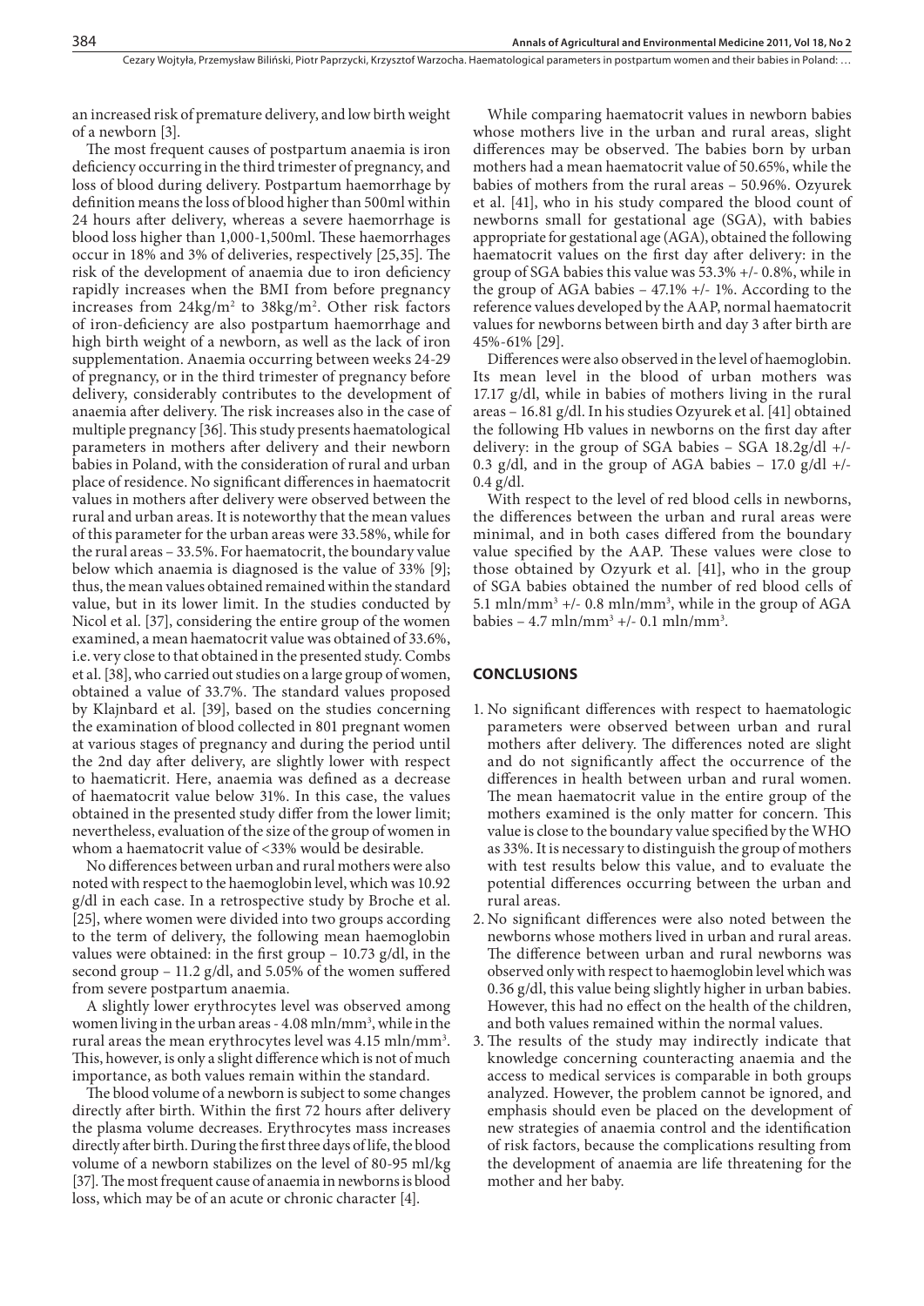an increased risk of premature delivery, and low birth weight of a newborn [3].

The most frequent causes of postpartum anaemia is iron deficiency occurring in the third trimester of pregnancy, and loss of blood during delivery. Postpartum haemorrhage by definition means the loss of blood higher than 500ml within 24 hours after delivery, whereas a severe haemorrhage is blood loss higher than 1,000-1,500ml. These haemorrhages occur in 18% and 3% of deliveries, respectively [25,35]. The risk of the development of anaemia due to iron deficiency rapidly increases when the BMI from before pregnancy increases from 24kg/m$^2$ to 38kg/m$^2$. Other risk factors of iron-deficiency are also postpartum haemorrhage and high birth weight of a newborn, as well as the lack of iron supplementation. Anaemia occurring between weeks 24-29 of pregnancy, or in the third trimester of pregnancy before delivery, considerably contributes to the development of anaemia after delivery. The risk increases also in the case of multiple pregnancy [36]. This study presents haematological parameters in mothers after delivery and their newborn babies in Poland, with the consideration of rural and urban place of residence. No significant differences in haematocrit values in mothers after delivery were observed between the rural and urban areas. It is noteworthy that the mean values of this parameter for the urban areas were 33.58%, while for the rural areas – 33.5%. For haematocrit, the boundary value below which anaemia is diagnosed is the value of 33% [9]; thus, the mean values obtained remained within the standard value, but in its lower limit. In the studies conducted by Nicol et al. [37], considering the entire group of the women examined, a mean haematocrit value was obtained of 33.6%, i.e. very close to that obtained in the presented study. Combs et al. [38], who carried out studies on a large group of women, obtained a value of 33.7%. The standard values proposed by Klajnbard et al. [39], based on the studies concerning the examination of blood collected in 801 pregnant women at various stages of pregnancy and during the period until the 2nd day after delivery, are slightly lower with respect to haematicrit. Here, anaemia was defined as a decrease of haematocrit value below 31%. In this case, the values obtained in the presented study differ from the lower limit; nevertheless, evaluation of the size of the group of women in whom a haematocrit value of <33% would be desirable.

No differences between urban and rural mothers were also noted with respect to the haemoglobin level, which was 10.92 g/dl in each case. In a retrospective study by Broche et al. [25], where women were divided into two groups according to the term of delivery, the following mean haemoglobin values were obtained: in the first group – 10.73 g/dl, in the second group – 11.2 g/dl, and 5.05% of the women suffered from severe postpartum anaemia.

A slightly lower erythrocytes level was observed among women living in the urban areas - 4.08 mln/mm$^3$, while in the rural areas the mean erythrocytes level was 4.15 mln/mm$^3$. This, however, is only a slight difference which is not of much importance, as both values remain within the standard.

The blood volume of a newborn is subject to some changes directly after birth. Within the first 72 hours after delivery the plasma volume decreases. Erythrocytes mass increases directly after birth. During the first three days of life, the blood volume of a newborn stabilizes on the level of 80-95 ml/kg [37]. The most frequent cause of anaemia in newborns is blood loss, which may be of an acute or chronic character [4].

While comparing haematocrit values in newborn babies whose mothers live in the urban and rural areas, slight differences may be observed. The babies born by urban mothers had a mean haematocrit value of 50.65%, while the babies of mothers from the rural areas – 50.96%. Ozyurek et al. [41], who in his study compared the blood count of newborns small for gestational age (SGA), with babies appropriate for gestational age (AGA), obtained the following haematocrit values on the first day after delivery: in the group of SGA babies this value was 53.3% +/- 0.8%, while in the group of AGA babies – 47.1% +/- 1%. According to the reference values developed by the AAP, normal haematocrit values for newborns between birth and day 3 after birth are 45%-61% [29].

Differences were also observed in the level of haemoglobin. Its mean level in the blood of urban mothers was 17.17 g/dl, while in babies of mothers living in the rural areas – 16.81 g/dl. In his studies Ozyurek et al. [41] obtained the following Hb values in newborns on the first day after delivery: in the group of SGA babies – SGA 18.2g/dl +/- 0.3 g/dl, and in the group of AGA babies – 17.0 g/dl +/- 0.4 g/dl.

With respect to the level of red blood cells in newborns, the differences between the urban and rural areas were minimal, and in both cases differed from the boundary value specified by the AAP. These values were close to those obtained by Ozyurk et al. [41], who in the group of SGA babies obtained the number of red blood cells of 5.1 mln/mm$^3$ +/- 0.8 mln/mm$^3$, while in the group of AGA babies – 4.7 mln/mm$^3$ +/- 0.1 mln/mm$^3$.

## CONCLUSIONS

1. No significant differences with respect to haematologic parameters were observed between urban and rural mothers after delivery. The differences noted are slight and do not significantly affect the occurrence of the differences in health between urban and rural women. The mean haematocrit value in the entire group of the mothers examined is the only matter for concern. This value is close to the boundary value specified by the WHO as 33%. It is necessary to distinguish the group of mothers with test results below this value, and to evaluate the potential differences occurring between the urban and rural areas.
2. No significant differences were also noted between the newborns whose mothers lived in urban and rural areas. The difference between urban and rural newborns was observed only with respect to haemoglobin level which was 0.36 g/dl, this value being slightly higher in urban babies. However, this had no effect on the health of the children, and both values remained within the normal values.
3. The results of the study may indirectly indicate that knowledge concerning counteracting anaemia and the access to medical services is comparable in both groups analyzed. However, the problem cannot be ignored, and emphasis should even be placed on the development of new strategies of anaemia control and the identification of risk factors, because the complications resulting from the development of anaemia are life threatening for the mother and her baby.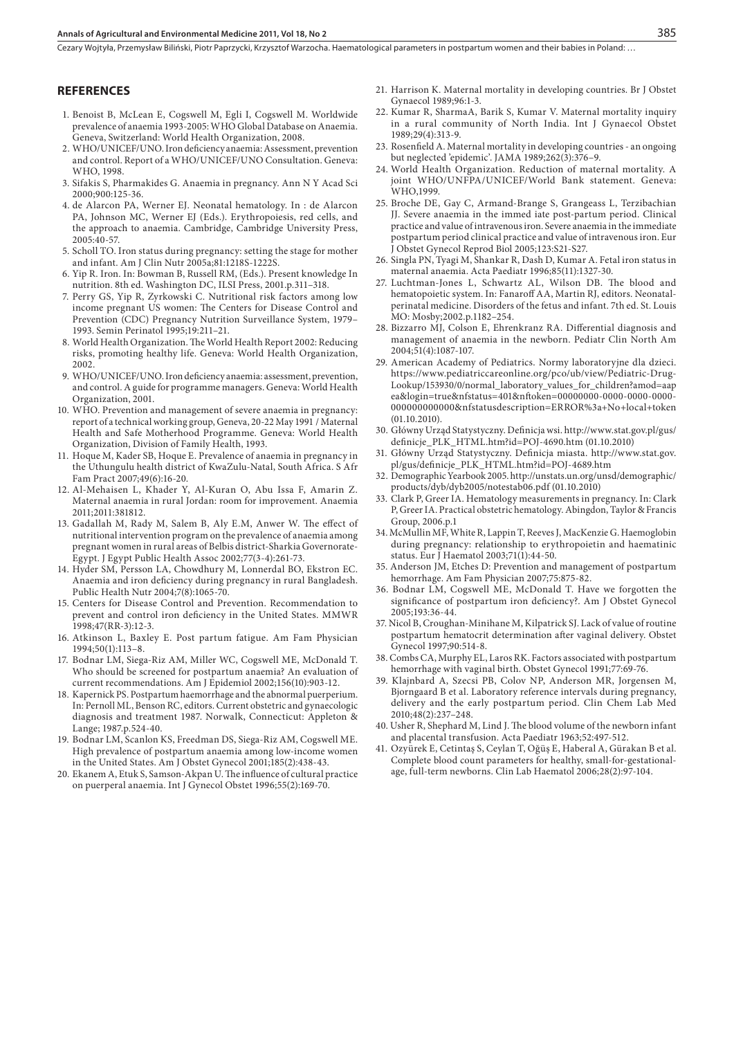## REFERENCES

1. Benoist B, McLean E, Cogswell M, Egli I, Cogswell M. Worldwide prevalence of anaemia 1993-2005: WHO Global Database on Anaemia. Geneva, Switzerland: World Health Organization, 2008.
2. WHO/UNICEF/UNO. Iron deficiency anaemia: Assessment, prevention and control. Report of a WHO/UNICEF/UNO Consultation. Geneva: WHO, 1998.
3. Sifakis S, Pharmakides G. Anaemia in pregnancy. Ann N Y Acad Sci 2000;900:125-36.
4. de Alarcon PA, Werner EJ. Neonatal hematology. In : de Alarcon PA, Johnson MC, Werner EJ (Eds.). Erythropoiesis, red cells, and the approach to anaemia. Cambridge, Cambridge University Press, 2005:40-57.
5. Scholl TO. Iron status during pregnancy: setting the stage for mother and infant. Am J Clin Nutr 2005a;81:1218S-1222S.
6. Yip R. Iron. In: Bowman B, Russell RM, (Eds.). Present knowledge In nutrition. 8th ed. Washington DC, ILSI Press, 2001.p.311–318.
7. Perry GS, Yip R, Zyrkowski C. Nutritional risk factors among low income pregnant US women: The Centers for Disease Control and Prevention (CDC) Pregnancy Nutrition Surveillance System, 1979–1993. Semin Perinatol 1995;19:211–21.
8. World Health Organization. The World Health Report 2002: Reducing risks, promoting healthy life. Geneva: World Health Organization, 2002.
9. WHO/UNICEF/UNO. Iron deficiency anaemia: assessment, prevention, and control. A guide for programme managers. Geneva: World Health Organization, 2001.
10. WHO. Prevention and management of severe anaemia in pregnancy: report of a technical working group, Geneva, 20-22 May 1991 / Maternal Health and Safe Motherhood Programme. Geneva: World Health Organization, Division of Family Health, 1993.
11. Hoque M, Kader SB, Hoque E. Prevalence of anaemia in pregnancy in the Uthungulu health district of KwaZulu-Natal, South Africa. S Afr Fam Pract 2007;49(6):16-20.
12. Al-Mehaisen L, Khader Y, Al-Kuran O, Abu Issa F, Amarin Z. Maternal anaemia in rural Jordan: room for improvement. Anaemia 2011;2011:381812.
13. Gadallah M, Rady M, Salem B, Aly E.M, Anwer W. The effect of nutritional intervention program on the prevalence of anaemia among pregnant women in rural areas of Belbis district-Sharkia Governorate-Egypt. J Egypt Public Health Assoc 2002;77(3-4):261-73.
14. Hyder SM, Persson LA, Chowdhury M, Lonnerdal BO, Ekstron EC. Anaemia and iron deficiency during pregnancy in rural Bangladesh. Public Health Nutr 2004;7(8):1065-70.
15. Centers for Disease Control and Prevention. Recommendation to prevent and control iron deficiency in the United States. MMWR 1998;47(RR-3):12-3.
16. Atkinson L, Baxley E. Post partum fatigue. Am Fam Physician 1994;50(1):113–8.
17. Bodnar LM, Siega-Riz AM, Miller WC, Cogswell ME, McDonald T. Who should be screened for postpartum anaemia? An evaluation of current recommendations. Am J Epidemiol 2002;156(10):903-12.
18. Kapernick PS. Postpartum haemorrhage and the abnormal puerperium. In: Pernoll ML, Benson RC, editors. Current obstetric and gynaecologic diagnosis and treatment 1987. Norwalk, Connecticut: Appleton & Lange; 1987.p.524-40.
19. Bodnar LM, Scanlon KS, Freedman DS, Siega-Riz AM, Cogswell ME. High prevalence of postpartum anaemia among low-income women in the United States. Am J Obstet Gynecol 2001;185(2):438-43.
20. Ekanem A, Etuk S, Samson-Akpan U. The influence of cultural practice on puerperal anaemia. Int J Gynecol Obstet 1996;55(2):169-70.
21. Harrison K. Maternal mortality in developing countries. Br J Obstet Gynaecol 1989;96:1-3.
22. Kumar R, SharmaA, Barik S, Kumar V. Maternal mortality inquiry in a rural community of North India. Int J Gynaecol Obstet 1989;29(4):313-9.
23. Rosenfield A. Maternal mortality in developing countries - an ongoing but neglected 'epidemic'. JAMA 1989;262(3):376–9.
24. World Health Organization. Reduction of maternal mortality. A joint WHO/UNFPA/UNICEF/World Bank statement. Geneva: WHO,1999.
25. Broche DE, Gay C, Armand-Brange S, Grangeass L, Terzibachian JJ. Severe anaemia in the immed iate post-partum period. Clinical practice and value of intravenous iron. Severe anaemia in the immediate postpartum period clinical practice and value of intravenous iron. Eur J Obstet Gynecol Reprod Biol 2005;123:S21-S27.
26. Singla PN, Tyagi M, Shankar R, Dash D, Kumar A. Fetal iron status in maternal anaemia. Acta Paediatr 1996;85(11):1327-30.
27. Luchtman-Jones L, Schwartz AL, Wilson DB. The blood and hematopoietic system. In: Fanaroff AA, Martin RJ, editors. Neonatal-perinatal medicine. Disorders of the fetus and infant. 7th ed. St. Louis MO: Mosby;2002.p.1182–254.
28. Bizzarro MJ, Colson E, Ehrenkranz RA. Differential diagnosis and management of anaemia in the newborn. Pediatr Clin North Am 2004;51(4):1087-107.
29. American Academy of Pediatrics. Normy laboratoryjne dla dzieci. https://www.pediatriccareonline.org/pco/ub/view/Pediatric-Drug-Lookup/153930/0/normal_laboratory_values_for_children?amod=aapea&login=true&nfstatus=401&nftoken=00000000-0000-0000-0000-000000000000&nfstatusdescription=ERROR%3a+No+local+token (01.10.2010).
30. Główny Urząd Statystyczny. Definicja wsi. http://www.stat.gov.pl/gus/definicje_PLK_HTML.htm?id=POJ-4690.htm (01.10.2010)
31. Główny Urząd Statystyczny. Definicja miasta. http://www.stat.gov.pl/gus/definicje_PLK_HTML.htm?id=POJ-4689.htm
32. Demographic Yearbook 2005. http://unstats.un.org/unsd/demographic/products/dyb/dyb2005/notestab06.pdf (01.10.2010)
33. Clark P, Greer IA. Hematology measurements in pregnancy. In: Clark P, Greer IA. Practical obstetric hematology. Abingdon, Taylor & Francis Group, 2006.p.1
34. McMullin MF, White R, Lappin T, Reeves J, MacKenzie G. Haemoglobin during pregnancy: relationship to erythropoietin and haematinic status. Eur J Haematol 2003;71(1):44-50.
35. Anderson JM, Etches D: Prevention and management of postpartum hemorrhage. Am Fam Physician 2007;75:875-82.
36. Bodnar LM, Cogswell ME, McDonald T. Have we forgotten the significance of postpartum iron deficiency?. Am J Obstet Gynecol 2005;193:36-44.
37. Nicol B, Croughan-Minihane M, Kilpatrick SJ. Lack of value of routine postpartum hematocrit determination after vaginal delivery. Obstet Gynecol 1997;90:514-8.
38. Combs CA, Murphy EL, Laros RK. Factors associated with postpartum hemorrhage with vaginal birth. Obstet Gynecol 1991;77:69-76.
39. Klajnbard A, Szecsi PB, Colov NP, Anderson MR, Jorgensen M, Bjorngaard B et al. Laboratory reference intervals during pregnancy, delivery and the early postpartum period. Clin Chem Lab Med 2010;48(2):237–248.
40. Usher R, Shephard M, Lind J. The blood volume of the newborn infant and placental transfusion. Acta Paediatr 1963;52:497-512.
41. Ozyürek E, Cetintaş S, Ceylan T, Oğüş E, Haberal A, Gürakan B et al. Complete blood count parameters for healthy, small-for-gestational-age, full-term newborns. Clin Lab Haematol 2006;28(2):97-104.